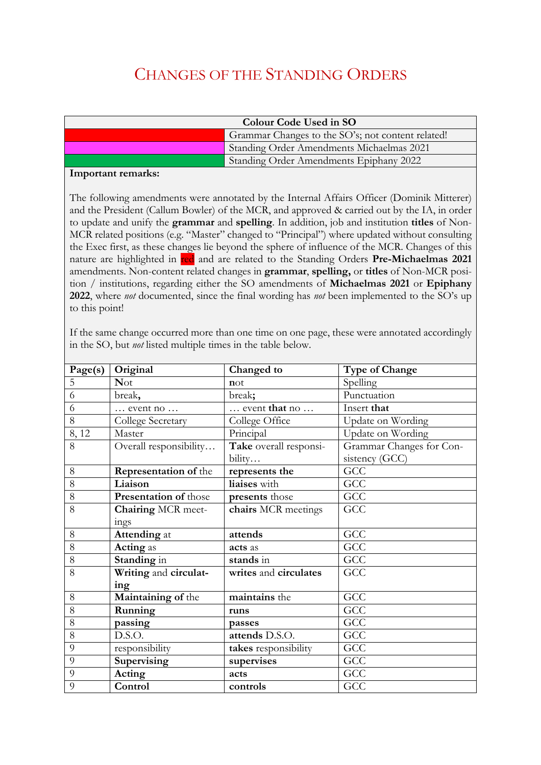# CHANGES OF THE STANDING ORDERS

| Colour Code Used in SO | |
|---|---|
| (Red) | Grammar Changes to the SO's; not content related! |
| (Magenta) | Standing Order Amendments Michaelmas 2021 |
| (Green) | Standing Order Amendments Epiphany 2022 |

**Important remarks:**

The following amendments were annotated by the Internal Affairs Officer (Dominik Mitterer) and the President (Callum Bowler) of the MCR, and approved & carried out by the IA, in order to update and unify the **grammar** and **spelling**. In addition, job and institution **titles** of Non-MCR related positions (e.g. "Master" changed to "Principal") where updated without consulting the Exec first, as these changes lie beyond the sphere of influence of the MCR. Changes of this nature are highlighted in red and are related to the Standing Orders **Pre-Michaelmas 2021** amendments. Non-content related changes in **grammar**, **spelling,** or **titles** of Non-MCR position / institutions, regarding either the SO amendments of **Michaelmas 2021** or **Epiphany 2022**, where *not* documented, since the final wording has *not* been implemented to the SO's up to this point!

If the same change occurred more than one time on one page, these were annotated accordingly in the SO, but *not* listed multiple times in the table below.

| Page(s) | Original | Changed to | Type of Change |
|---|---|---|---|
| 5 | **N**ot | **n**ot | Spelling |
| 6 | break**,** | break**;** | Punctuation |
| 6 | … event no … | … event **that** no … | Insert **that** |
| 8 | College Secretary | College Office | Update on Wording |
| 8, 12 | Master | Principal | Update on Wording |
| 8 | Overall responsibility… | **Take** overall responsibility… | Grammar Changes for Consistency (GCC) |
| 8 | **Representation of** the | **represents the** | GCC |
| 8 | **Liaison** | **liaises** with | GCC |
| 8 | **Presentation of** those | **presents** those | GCC |
| 8 | **Chairing** MCR meetings | **chairs** MCR meetings | GCC |
| 8 | **Attending** at | **attends** | GCC |
| 8 | **Acting** as | **acts** as | GCC |
| 8 | **Standing** in | **stands** in | GCC |
| 8 | **Writing** and **circulating** | **writes** and **circulates** | GCC |
| 8 | **Maintaining of** the | **maintains** the | GCC |
| 8 | **Running** | **runs** | GCC |
| 8 | **passing** | **passes** | GCC |
| 8 | D.S.O. | **attends** D.S.O. | GCC |
| 9 | responsibility | **takes** responsibility | GCC |
| 9 | **Supervising** | **supervises** | GCC |
| 9 | **Acting** | **acts** | GCC |
| 9 | **Control** | **controls** | GCC |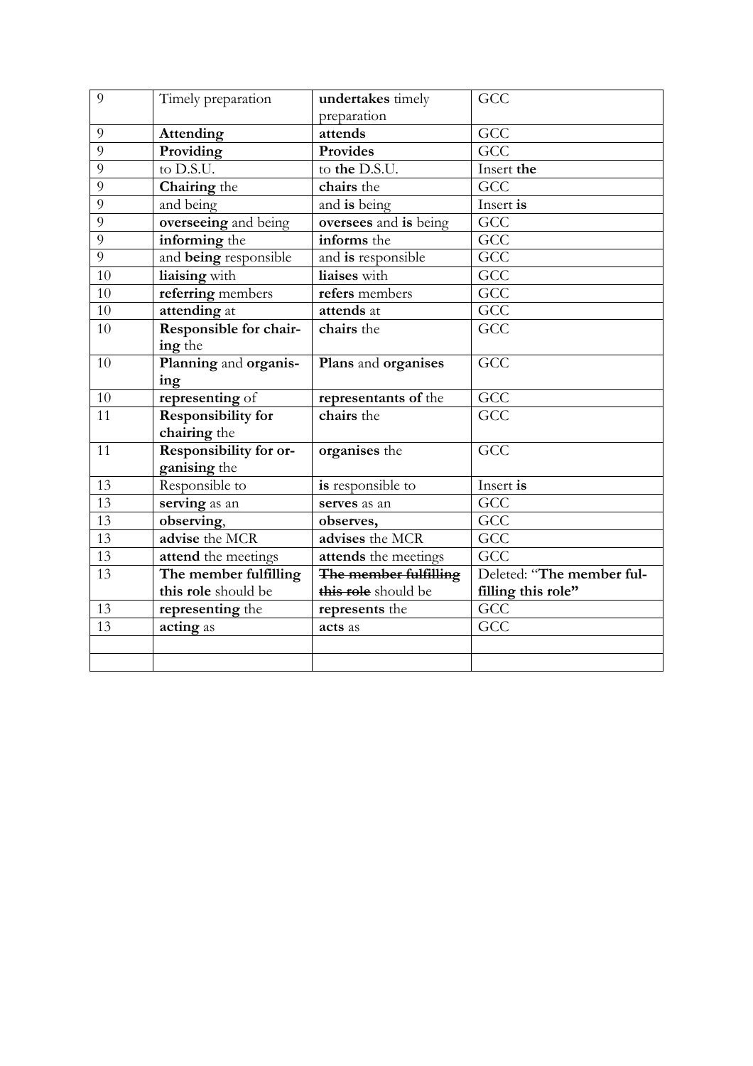| | | | |
|---|---|---|---|
| 9 | Timely preparation | **undertakes** timely preparation | GCC |
| 9 | **Attending** | **attends** | GCC |
| 9 | **Providing** | **Provides** | GCC |
| 9 | to D.S.U. | to **the** D.S.U. | Insert **the** |
| 9 | **Chairing** the | **chairs** the | GCC |
| 9 | and being | and **is** being | Insert **is** |
| 9 | **overseeing** and being | **oversees** and **is** being | GCC |
| 9 | **informing** the | **informs** the | GCC |
| 9 | and **being** responsible | and **is** responsible | GCC |
| 10 | **liaising** with | **liaises** with | GCC |
| 10 | **referring** members | **refers** members | GCC |
| 10 | **attending** at | **attends** at | GCC |
| 10 | **Responsible for chairing** the | **chairs** the | GCC |
| 10 | **Planning** and **organising** | **Plans** and **organises** | GCC |
| 10 | **representing** of | **representants of** the | GCC |
| 11 | **Responsibility for chairing** the | **chairs** the | GCC |
| 11 | **Responsibility for organising** the | **organises** the | GCC |
| 13 | Responsible to | **is** responsible to | Insert **is** |
| 13 | **serving** as an | **serves** as an | GCC |
| 13 | **observing**, | **observes,** | GCC |
| 13 | **advise** the MCR | **advises** the MCR | GCC |
| 13 | **attend** the meetings | **attends** the meetings | GCC |
| 13 | **The member fulfilling this role** should be | ~~**The member fulfilling this role**~~ should be | Deleted: "**The member fulfilling this role"** |
| 13 | **representing** the | **represents** the | GCC |
| 13 | **acting** as | **acts** as | GCC |
| | | | |
| | | | |